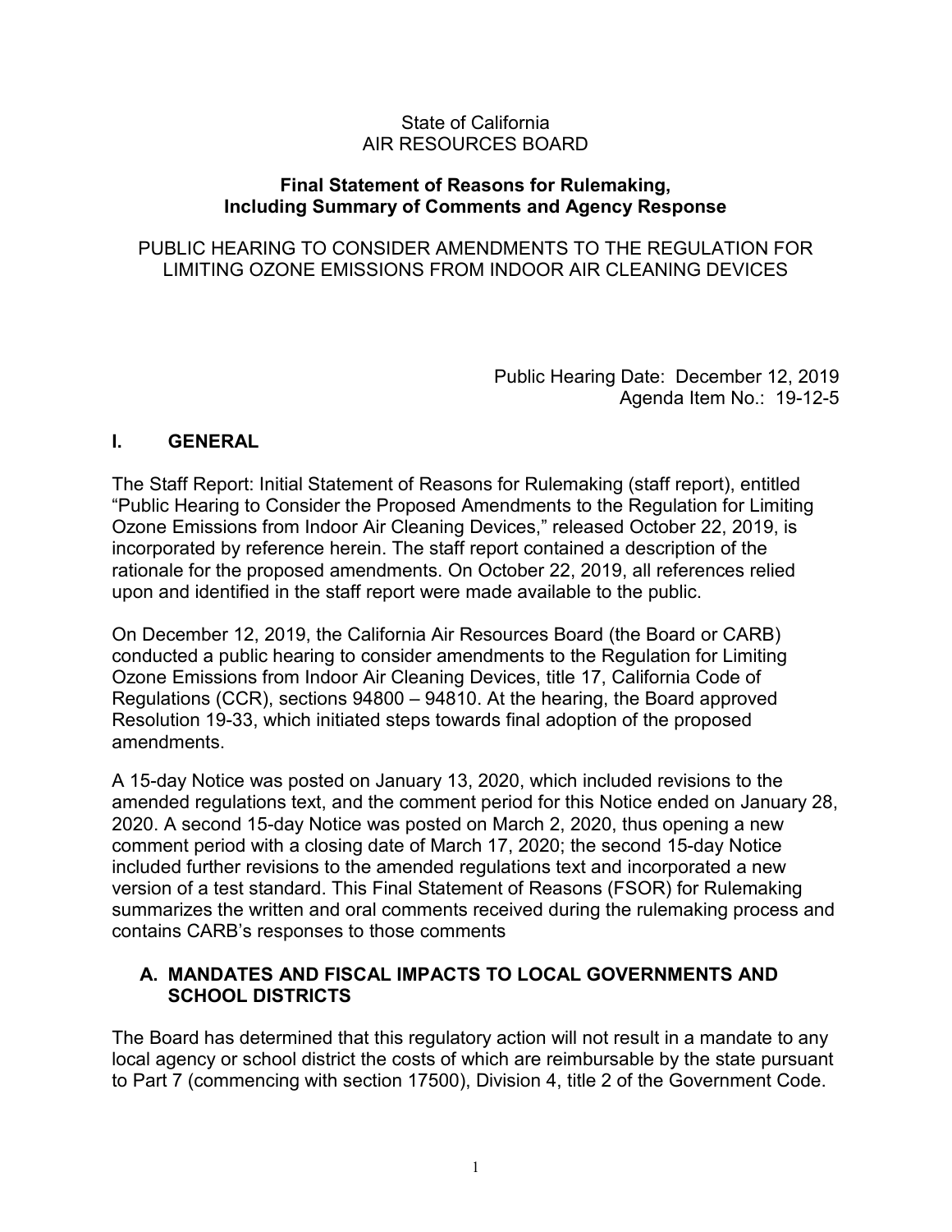State of California
AIR RESOURCES BOARD

**Final Statement of Reasons for Rulemaking, Including Summary of Comments and Agency Response**

PUBLIC HEARING TO CONSIDER AMENDMENTS TO THE REGULATION FOR LIMITING OZONE EMISSIONS FROM INDOOR AIR CLEANING DEVICES

Public Hearing Date: December 12, 2019
Agenda Item No.: 19-12-5

## I. GENERAL

The Staff Report: Initial Statement of Reasons for Rulemaking (staff report), entitled "Public Hearing to Consider the Proposed Amendments to the Regulation for Limiting Ozone Emissions from Indoor Air Cleaning Devices," released October 22, 2019, is incorporated by reference herein. The staff report contained a description of the rationale for the proposed amendments. On October 22, 2019, all references relied upon and identified in the staff report were made available to the public.

On December 12, 2019, the California Air Resources Board (the Board or CARB) conducted a public hearing to consider amendments to the Regulation for Limiting Ozone Emissions from Indoor Air Cleaning Devices, title 17, California Code of Regulations (CCR), sections 94800 – 94810. At the hearing, the Board approved Resolution 19-33, which initiated steps towards final adoption of the proposed amendments.

A 15-day Notice was posted on January 13, 2020, which included revisions to the amended regulations text, and the comment period for this Notice ended on January 28, 2020. A second 15-day Notice was posted on March 2, 2020, thus opening a new comment period with a closing date of March 17, 2020; the second 15-day Notice included further revisions to the amended regulations text and incorporated a new version of a test standard. This Final Statement of Reasons (FSOR) for Rulemaking summarizes the written and oral comments received during the rulemaking process and contains CARB's responses to those comments

### A. MANDATES AND FISCAL IMPACTS TO LOCAL GOVERNMENTS AND SCHOOL DISTRICTS

The Board has determined that this regulatory action will not result in a mandate to any local agency or school district the costs of which are reimbursable by the state pursuant to Part 7 (commencing with section 17500), Division 4, title 2 of the Government Code.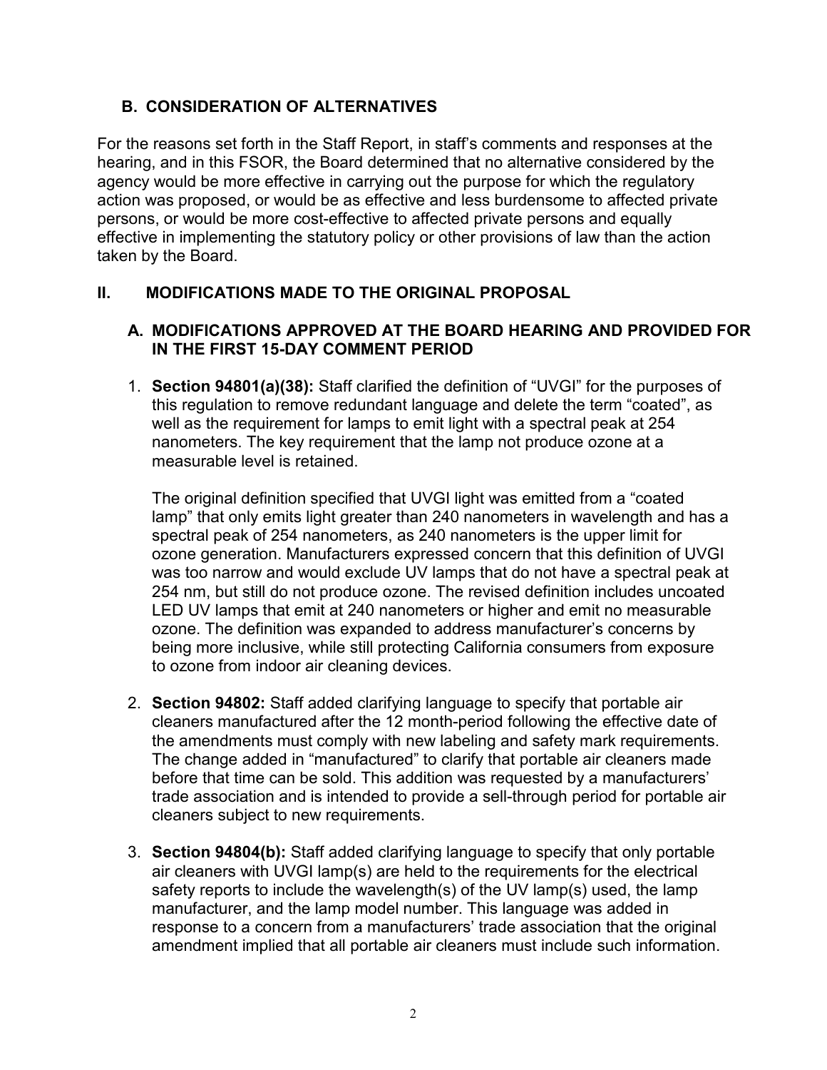### B. CONSIDERATION OF ALTERNATIVES

For the reasons set forth in the Staff Report, in staff's comments and responses at the hearing, and in this FSOR, the Board determined that no alternative considered by the agency would be more effective in carrying out the purpose for which the regulatory action was proposed, or would be as effective and less burdensome to affected private persons, or would be more cost-effective to affected private persons and equally effective in implementing the statutory policy or other provisions of law than the action taken by the Board.

## II. MODIFICATIONS MADE TO THE ORIGINAL PROPOSAL

### A. MODIFICATIONS APPROVED AT THE BOARD HEARING AND PROVIDED FOR IN THE FIRST 15-DAY COMMENT PERIOD

1. **Section 94801(a)(38):** Staff clarified the definition of "UVGI" for the purposes of this regulation to remove redundant language and delete the term "coated", as well as the requirement for lamps to emit light with a spectral peak at 254 nanometers. The key requirement that the lamp not produce ozone at a measurable level is retained.

   The original definition specified that UVGI light was emitted from a "coated lamp" that only emits light greater than 240 nanometers in wavelength and has a spectral peak of 254 nanometers, as 240 nanometers is the upper limit for ozone generation. Manufacturers expressed concern that this definition of UVGI was too narrow and would exclude UV lamps that do not have a spectral peak at 254 nm, but still do not produce ozone. The revised definition includes uncoated LED UV lamps that emit at 240 nanometers or higher and emit no measurable ozone. The definition was expanded to address manufacturer's concerns by being more inclusive, while still protecting California consumers from exposure to ozone from indoor air cleaning devices.

2. **Section 94802:** Staff added clarifying language to specify that portable air cleaners manufactured after the 12 month-period following the effective date of the amendments must comply with new labeling and safety mark requirements. The change added in "manufactured" to clarify that portable air cleaners made before that time can be sold. This addition was requested by a manufacturers' trade association and is intended to provide a sell-through period for portable air cleaners subject to new requirements.

3. **Section 94804(b):** Staff added clarifying language to specify that only portable air cleaners with UVGI lamp(s) are held to the requirements for the electrical safety reports to include the wavelength(s) of the UV lamp(s) used, the lamp manufacturer, and the lamp model number. This language was added in response to a concern from a manufacturers' trade association that the original amendment implied that all portable air cleaners must include such information.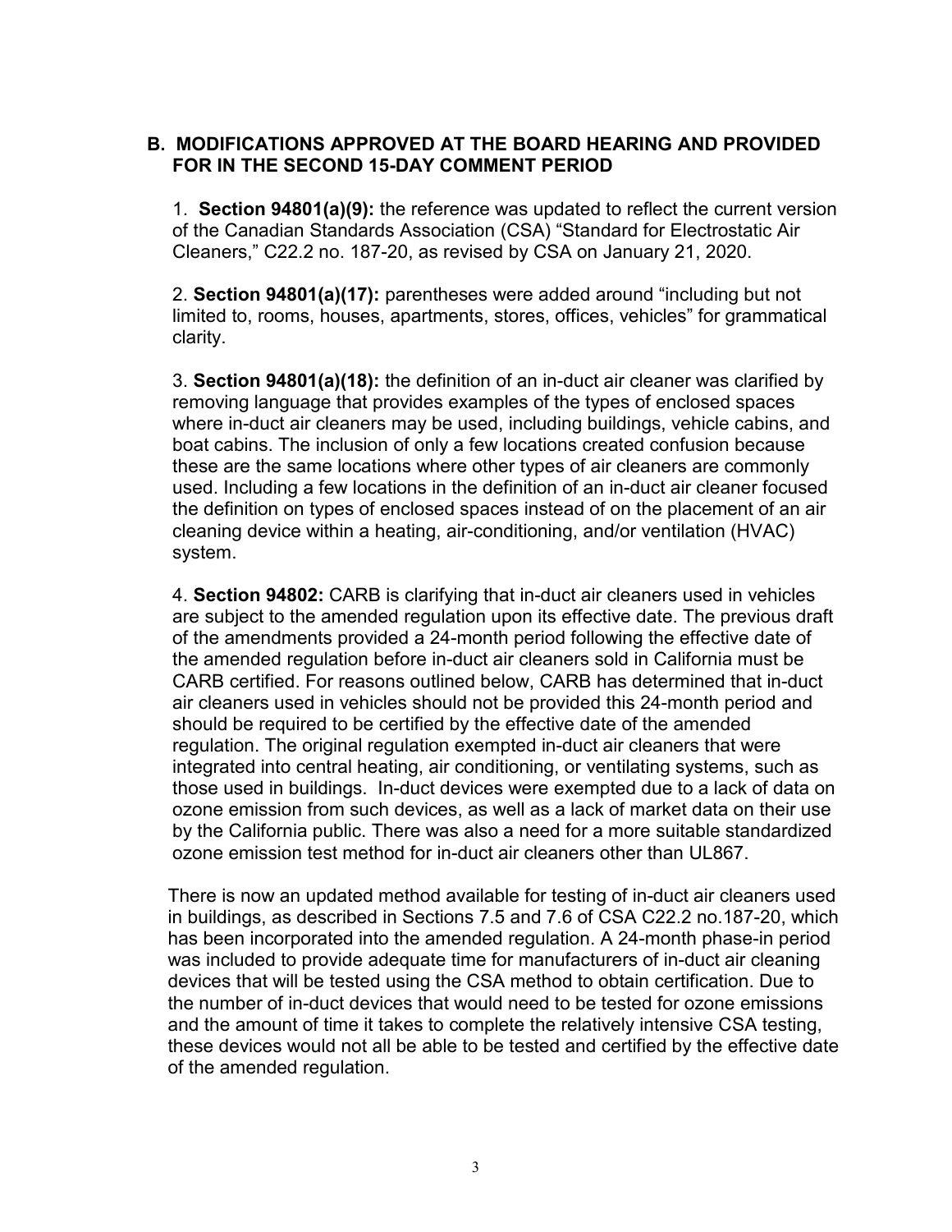## B. MODIFICATIONS APPROVED AT THE BOARD HEARING AND PROVIDED FOR IN THE SECOND 15-DAY COMMENT PERIOD

1. **Section 94801(a)(9):** the reference was updated to reflect the current version of the Canadian Standards Association (CSA) "Standard for Electrostatic Air Cleaners," C22.2 no. 187-20, as revised by CSA on January 21, 2020.

2. **Section 94801(a)(17):** parentheses were added around "including but not limited to, rooms, houses, apartments, stores, offices, vehicles" for grammatical clarity.

3. **Section 94801(a)(18):** the definition of an in-duct air cleaner was clarified by removing language that provides examples of the types of enclosed spaces where in-duct air cleaners may be used, including buildings, vehicle cabins, and boat cabins. The inclusion of only a few locations created confusion because these are the same locations where other types of air cleaners are commonly used. Including a few locations in the definition of an in-duct air cleaner focused the definition on types of enclosed spaces instead of on the placement of an air cleaning device within a heating, air-conditioning, and/or ventilation (HVAC) system.

4. **Section 94802:** CARB is clarifying that in-duct air cleaners used in vehicles are subject to the amended regulation upon its effective date. The previous draft of the amendments provided a 24-month period following the effective date of the amended regulation before in-duct air cleaners sold in California must be CARB certified. For reasons outlined below, CARB has determined that in-duct air cleaners used in vehicles should not be provided this 24-month period and should be required to be certified by the effective date of the amended regulation. The original regulation exempted in-duct air cleaners that were integrated into central heating, air conditioning, or ventilating systems, such as those used in buildings. In-duct devices were exempted due to a lack of data on ozone emission from such devices, as well as a lack of market data on their use by the California public. There was also a need for a more suitable standardized ozone emission test method for in-duct air cleaners other than UL867.

There is now an updated method available for testing of in-duct air cleaners used in buildings, as described in Sections 7.5 and 7.6 of CSA C22.2 no.187-20, which has been incorporated into the amended regulation. A 24-month phase-in period was included to provide adequate time for manufacturers of in-duct air cleaning devices that will be tested using the CSA method to obtain certification. Due to the number of in-duct devices that would need to be tested for ozone emissions and the amount of time it takes to complete the relatively intensive CSA testing, these devices would not all be able to be tested and certified by the effective date of the amended regulation.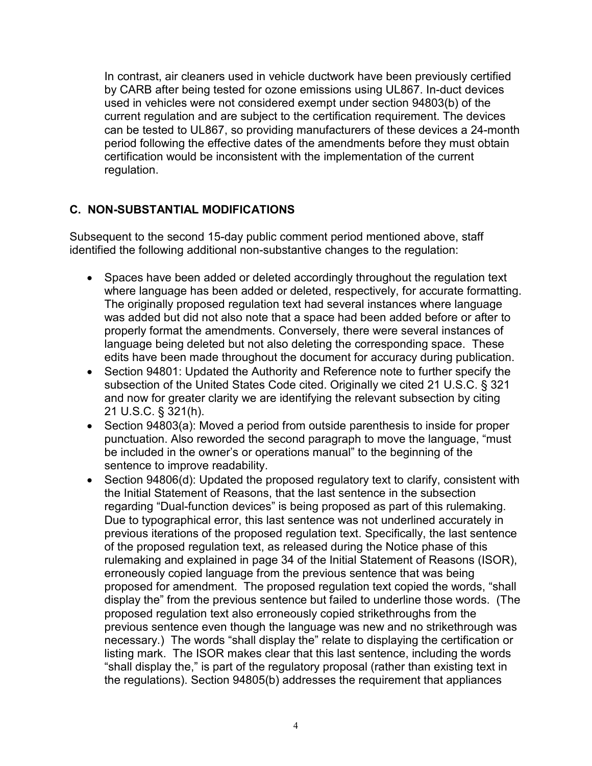In contrast, air cleaners used in vehicle ductwork have been previously certified by CARB after being tested for ozone emissions using UL867. In-duct devices used in vehicles were not considered exempt under section 94803(b) of the current regulation and are subject to the certification requirement. The devices can be tested to UL867, so providing manufacturers of these devices a 24-month period following the effective dates of the amendments before they must obtain certification would be inconsistent with the implementation of the current regulation.

## C. NON-SUBSTANTIAL MODIFICATIONS

Subsequent to the second 15-day public comment period mentioned above, staff identified the following additional non-substantive changes to the regulation:

- Spaces have been added or deleted accordingly throughout the regulation text where language has been added or deleted, respectively, for accurate formatting. The originally proposed regulation text had several instances where language was added but did not also note that a space had been added before or after to properly format the amendments. Conversely, there were several instances of language being deleted but not also deleting the corresponding space. These edits have been made throughout the document for accuracy during publication.
- Section 94801: Updated the Authority and Reference note to further specify the subsection of the United States Code cited. Originally we cited 21 U.S.C. § 321 and now for greater clarity we are identifying the relevant subsection by citing 21 U.S.C. § 321(h).
- Section 94803(a): Moved a period from outside parenthesis to inside for proper punctuation. Also reworded the second paragraph to move the language, "must be included in the owner's or operations manual" to the beginning of the sentence to improve readability.
- Section 94806(d): Updated the proposed regulatory text to clarify, consistent with the Initial Statement of Reasons, that the last sentence in the subsection regarding "Dual-function devices" is being proposed as part of this rulemaking. Due to typographical error, this last sentence was not underlined accurately in previous iterations of the proposed regulation text. Specifically, the last sentence of the proposed regulation text, as released during the Notice phase of this rulemaking and explained in page 34 of the Initial Statement of Reasons (ISOR), erroneously copied language from the previous sentence that was being proposed for amendment. The proposed regulation text copied the words, "shall display the" from the previous sentence but failed to underline those words. (The proposed regulation text also erroneously copied strikethroughs from the previous sentence even though the language was new and no strikethrough was necessary.) The words "shall display the" relate to displaying the certification or listing mark. The ISOR makes clear that this last sentence, including the words "shall display the," is part of the regulatory proposal (rather than existing text in the regulations). Section 94805(b) addresses the requirement that appliances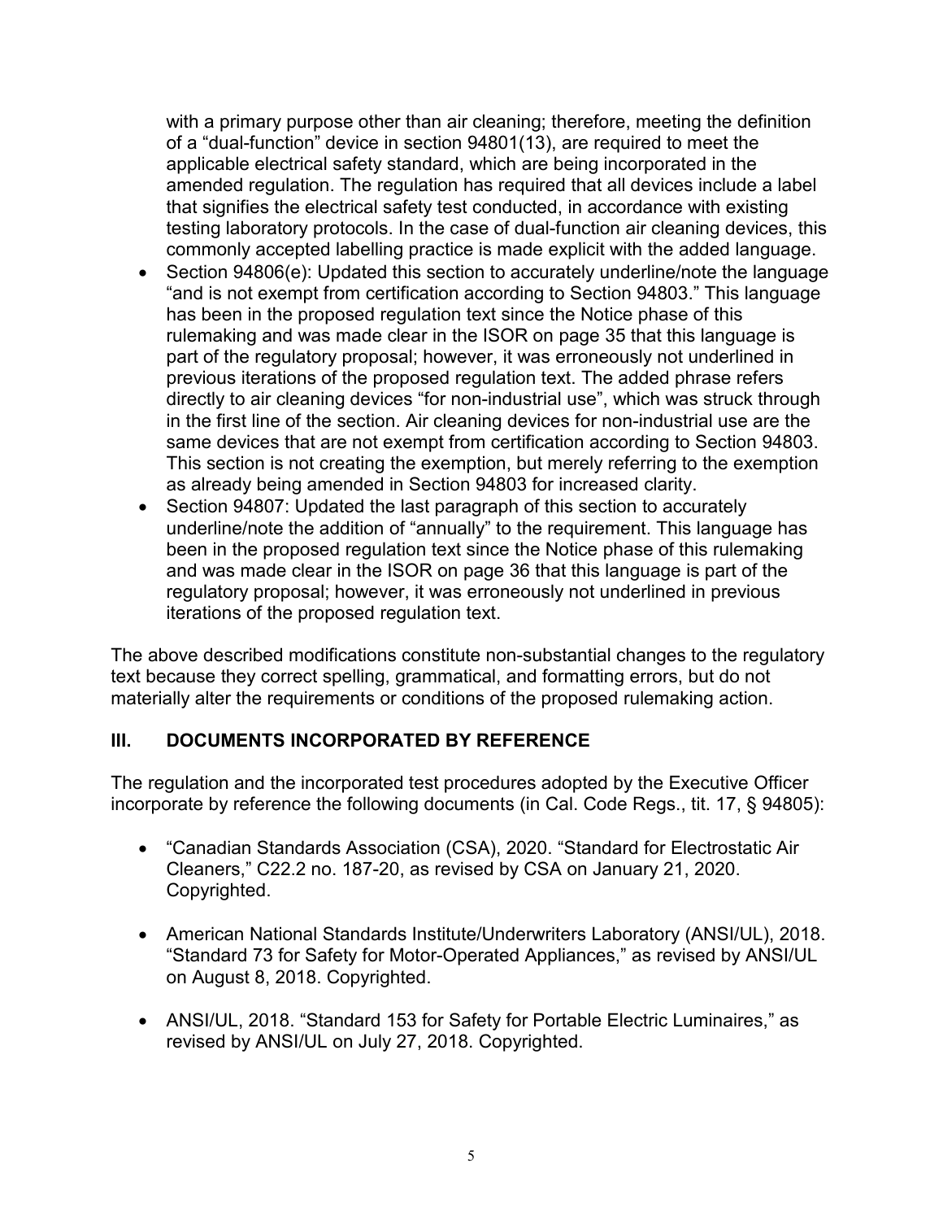with a primary purpose other than air cleaning; therefore, meeting the definition of a "dual-function" device in section 94801(13), are required to meet the applicable electrical safety standard, which are being incorporated in the amended regulation. The regulation has required that all devices include a label that signifies the electrical safety test conducted, in accordance with existing testing laboratory protocols. In the case of dual-function air cleaning devices, this commonly accepted labelling practice is made explicit with the added language.

- Section 94806(e): Updated this section to accurately underline/note the language "and is not exempt from certification according to Section 94803." This language has been in the proposed regulation text since the Notice phase of this rulemaking and was made clear in the ISOR on page 35 that this language is part of the regulatory proposal; however, it was erroneously not underlined in previous iterations of the proposed regulation text. The added phrase refers directly to air cleaning devices "for non-industrial use", which was struck through in the first line of the section. Air cleaning devices for non-industrial use are the same devices that are not exempt from certification according to Section 94803. This section is not creating the exemption, but merely referring to the exemption as already being amended in Section 94803 for increased clarity.
- Section 94807: Updated the last paragraph of this section to accurately underline/note the addition of "annually" to the requirement. This language has been in the proposed regulation text since the Notice phase of this rulemaking and was made clear in the ISOR on page 36 that this language is part of the regulatory proposal; however, it was erroneously not underlined in previous iterations of the proposed regulation text.

The above described modifications constitute non-substantial changes to the regulatory text because they correct spelling, grammatical, and formatting errors, but do not materially alter the requirements or conditions of the proposed rulemaking action.

## III. DOCUMENTS INCORPORATED BY REFERENCE

The regulation and the incorporated test procedures adopted by the Executive Officer incorporate by reference the following documents (in Cal. Code Regs., tit. 17, § 94805):

- "Canadian Standards Association (CSA), 2020. "Standard for Electrostatic Air Cleaners," C22.2 no. 187-20, as revised by CSA on January 21, 2020. Copyrighted.
- American National Standards Institute/Underwriters Laboratory (ANSI/UL), 2018. "Standard 73 for Safety for Motor-Operated Appliances," as revised by ANSI/UL on August 8, 2018. Copyrighted.
- ANSI/UL, 2018. "Standard 153 for Safety for Portable Electric Luminaires," as revised by ANSI/UL on July 27, 2018. Copyrighted.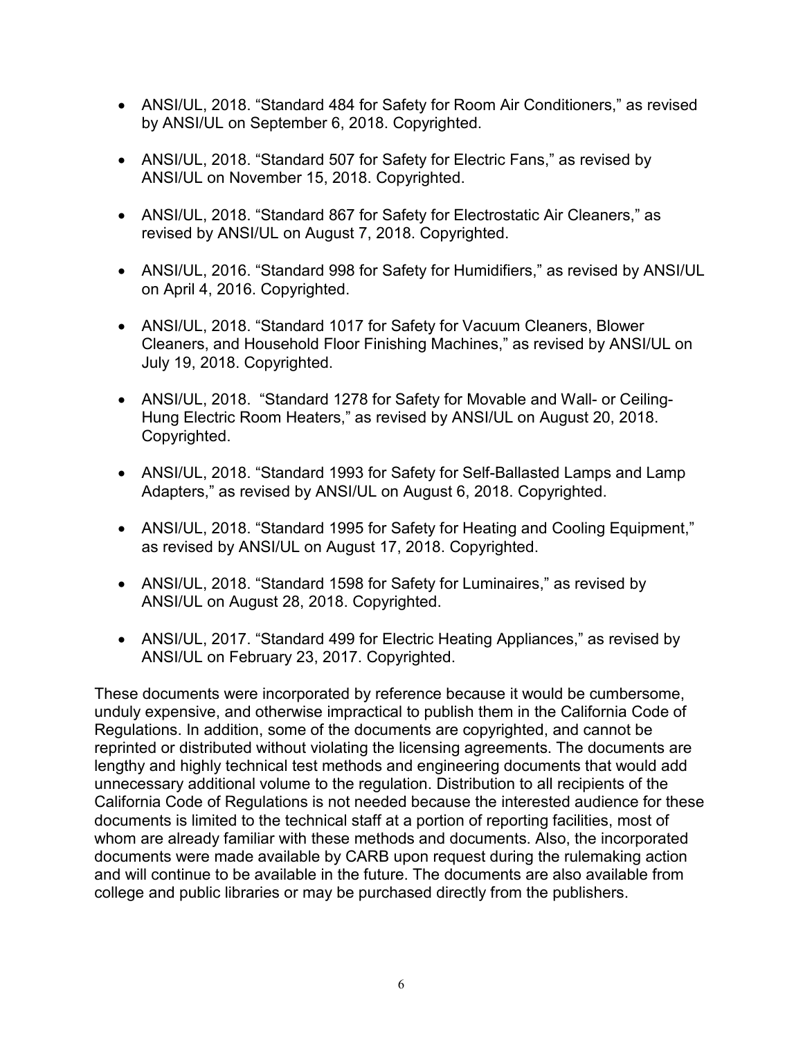- ANSI/UL, 2018. "Standard 484 for Safety for Room Air Conditioners," as revised by ANSI/UL on September 6, 2018. Copyrighted.

- ANSI/UL, 2018. "Standard 507 for Safety for Electric Fans," as revised by ANSI/UL on November 15, 2018. Copyrighted.

- ANSI/UL, 2018. "Standard 867 for Safety for Electrostatic Air Cleaners," as revised by ANSI/UL on August 7, 2018. Copyrighted.

- ANSI/UL, 2016. "Standard 998 for Safety for Humidifiers," as revised by ANSI/UL on April 4, 2016. Copyrighted.

- ANSI/UL, 2018. "Standard 1017 for Safety for Vacuum Cleaners, Blower Cleaners, and Household Floor Finishing Machines," as revised by ANSI/UL on July 19, 2018. Copyrighted.

- ANSI/UL, 2018. "Standard 1278 for Safety for Movable and Wall- or Ceiling-Hung Electric Room Heaters," as revised by ANSI/UL on August 20, 2018. Copyrighted.

- ANSI/UL, 2018. "Standard 1993 for Safety for Self-Ballasted Lamps and Lamp Adapters," as revised by ANSI/UL on August 6, 2018. Copyrighted.

- ANSI/UL, 2018. "Standard 1995 for Safety for Heating and Cooling Equipment," as revised by ANSI/UL on August 17, 2018. Copyrighted.

- ANSI/UL, 2018. "Standard 1598 for Safety for Luminaires," as revised by ANSI/UL on August 28, 2018. Copyrighted.

- ANSI/UL, 2017. "Standard 499 for Electric Heating Appliances," as revised by ANSI/UL on February 23, 2017. Copyrighted.

These documents were incorporated by reference because it would be cumbersome, unduly expensive, and otherwise impractical to publish them in the California Code of Regulations. In addition, some of the documents are copyrighted, and cannot be reprinted or distributed without violating the licensing agreements. The documents are lengthy and highly technical test methods and engineering documents that would add unnecessary additional volume to the regulation. Distribution to all recipients of the California Code of Regulations is not needed because the interested audience for these documents is limited to the technical staff at a portion of reporting facilities, most of whom are already familiar with these methods and documents. Also, the incorporated documents were made available by CARB upon request during the rulemaking action and will continue to be available in the future. The documents are also available from college and public libraries or may be purchased directly from the publishers.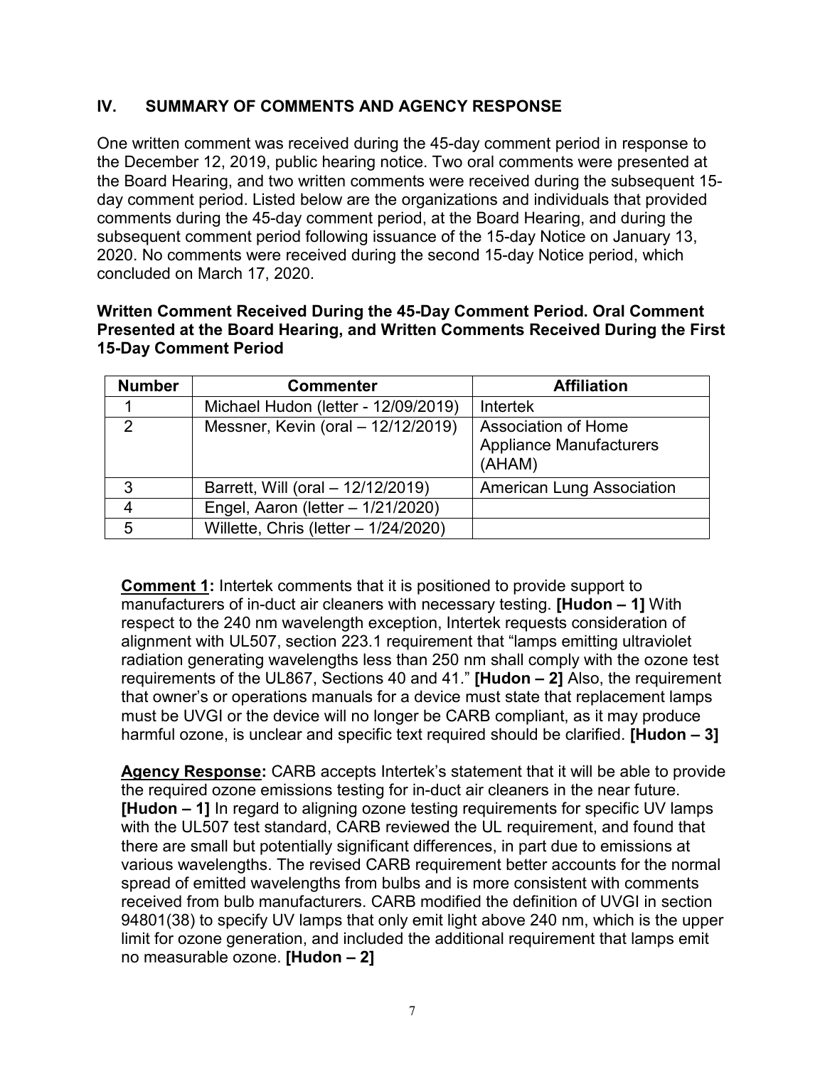## IV. SUMMARY OF COMMENTS AND AGENCY RESPONSE

One written comment was received during the 45-day comment period in response to the December 12, 2019, public hearing notice. Two oral comments were presented at the Board Hearing, and two written comments were received during the subsequent 15-day comment period. Listed below are the organizations and individuals that provided comments during the 45-day comment period, at the Board Hearing, and during the subsequent comment period following issuance of the 15-day Notice on January 13, 2020. No comments were received during the second 15-day Notice period, which concluded on March 17, 2020.

**Written Comment Received During the 45-Day Comment Period. Oral Comment Presented at the Board Hearing, and Written Comments Received During the First 15-Day Comment Period**

| Number | Commenter | Affiliation |
|---|---|---|
| 1 | Michael Hudon (letter - 12/09/2019) | Intertek |
| 2 | Messner, Kevin (oral – 12/12/2019) | Association of Home Appliance Manufacturers (AHAM) |
| 3 | Barrett, Will (oral – 12/12/2019) | American Lung Association |
| 4 | Engel, Aaron (letter – 1/21/2020) | |
| 5 | Willette, Chris (letter – 1/24/2020) | |

**Comment 1:** Intertek comments that it is positioned to provide support to manufacturers of in-duct air cleaners with necessary testing. **[Hudon – 1]** With respect to the 240 nm wavelength exception, Intertek requests consideration of alignment with UL507, section 223.1 requirement that "lamps emitting ultraviolet radiation generating wavelengths less than 250 nm shall comply with the ozone test requirements of the UL867, Sections 40 and 41." **[Hudon – 2]** Also, the requirement that owner's or operations manuals for a device must state that replacement lamps must be UVGI or the device will no longer be CARB compliant, as it may produce harmful ozone, is unclear and specific text required should be clarified. **[Hudon – 3]**

**Agency Response:** CARB accepts Intertek's statement that it will be able to provide the required ozone emissions testing for in-duct air cleaners in the near future. **[Hudon – 1]** In regard to aligning ozone testing requirements for specific UV lamps with the UL507 test standard, CARB reviewed the UL requirement, and found that there are small but potentially significant differences, in part due to emissions at various wavelengths. The revised CARB requirement better accounts for the normal spread of emitted wavelengths from bulbs and is more consistent with comments received from bulb manufacturers. CARB modified the definition of UVGI in section 94801(38) to specify UV lamps that only emit light above 240 nm, which is the upper limit for ozone generation, and included the additional requirement that lamps emit no measurable ozone. **[Hudon – 2]**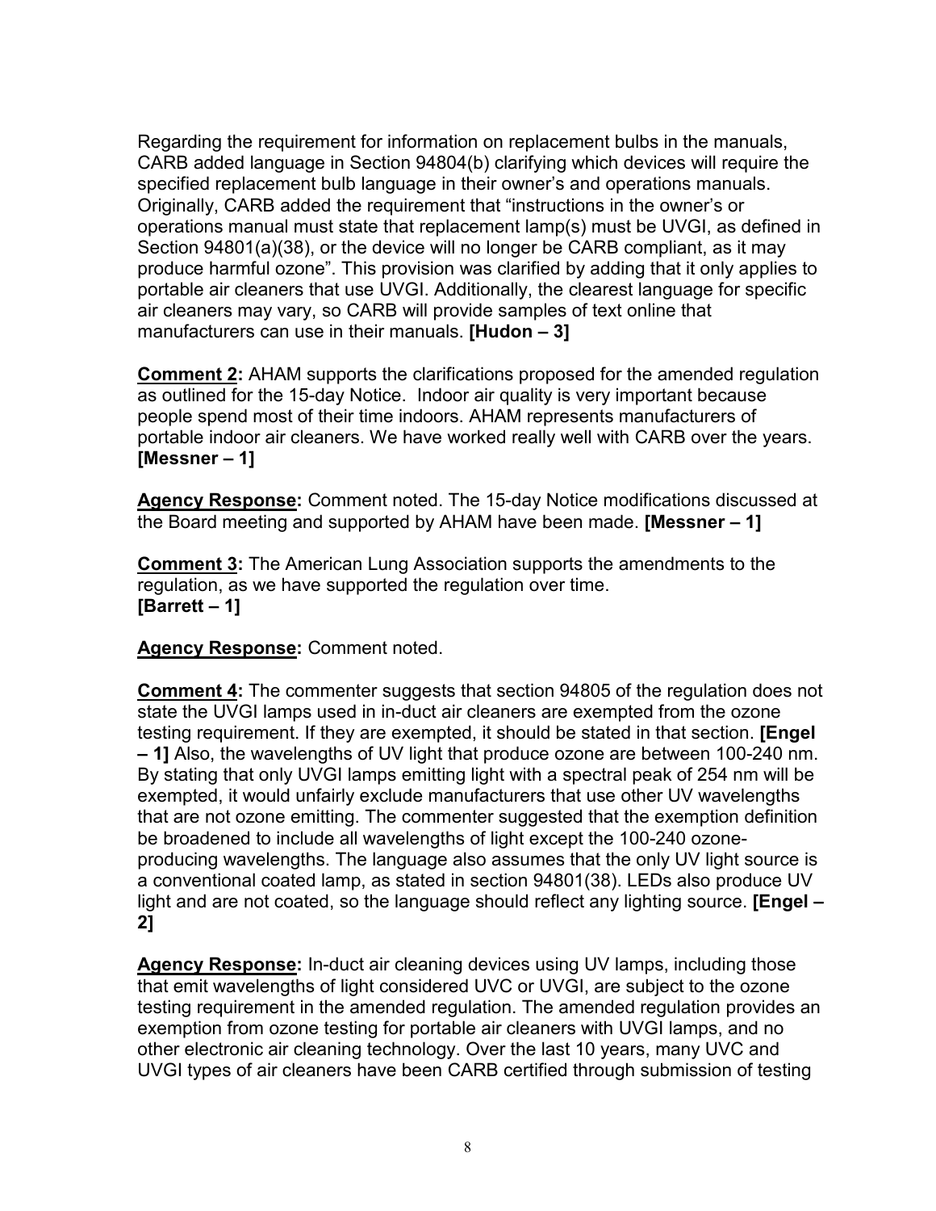Regarding the requirement for information on replacement bulbs in the manuals, CARB added language in Section 94804(b) clarifying which devices will require the specified replacement bulb language in their owner's and operations manuals. Originally, CARB added the requirement that "instructions in the owner's or operations manual must state that replacement lamp(s) must be UVGI, as defined in Section 94801(a)(38), or the device will no longer be CARB compliant, as it may produce harmful ozone". This provision was clarified by adding that it only applies to portable air cleaners that use UVGI. Additionally, the clearest language for specific air cleaners may vary, so CARB will provide samples of text online that manufacturers can use in their manuals. **[Hudon – 3]**

**Comment 2:** AHAM supports the clarifications proposed for the amended regulation as outlined for the 15-day Notice. Indoor air quality is very important because people spend most of their time indoors. AHAM represents manufacturers of portable indoor air cleaners. We have worked really well with CARB over the years. **[Messner – 1]**

**Agency Response:** Comment noted. The 15-day Notice modifications discussed at the Board meeting and supported by AHAM have been made. **[Messner – 1]**

**Comment 3:** The American Lung Association supports the amendments to the regulation, as we have supported the regulation over time.
**[Barrett – 1]**

**Agency Response:** Comment noted.

**Comment 4:** The commenter suggests that section 94805 of the regulation does not state the UVGI lamps used in in-duct air cleaners are exempted from the ozone testing requirement. If they are exempted, it should be stated in that section. **[Engel – 1]** Also, the wavelengths of UV light that produce ozone are between 100-240 nm. By stating that only UVGI lamps emitting light with a spectral peak of 254 nm will be exempted, it would unfairly exclude manufacturers that use other UV wavelengths that are not ozone emitting. The commenter suggested that the exemption definition be broadened to include all wavelengths of light except the 100-240 ozone-producing wavelengths. The language also assumes that the only UV light source is a conventional coated lamp, as stated in section 94801(38). LEDs also produce UV light and are not coated, so the language should reflect any lighting source. **[Engel – 2]**

**Agency Response:** In-duct air cleaning devices using UV lamps, including those that emit wavelengths of light considered UVC or UVGI, are subject to the ozone testing requirement in the amended regulation. The amended regulation provides an exemption from ozone testing for portable air cleaners with UVGI lamps, and no other electronic air cleaning technology. Over the last 10 years, many UVC and UVGI types of air cleaners have been CARB certified through submission of testing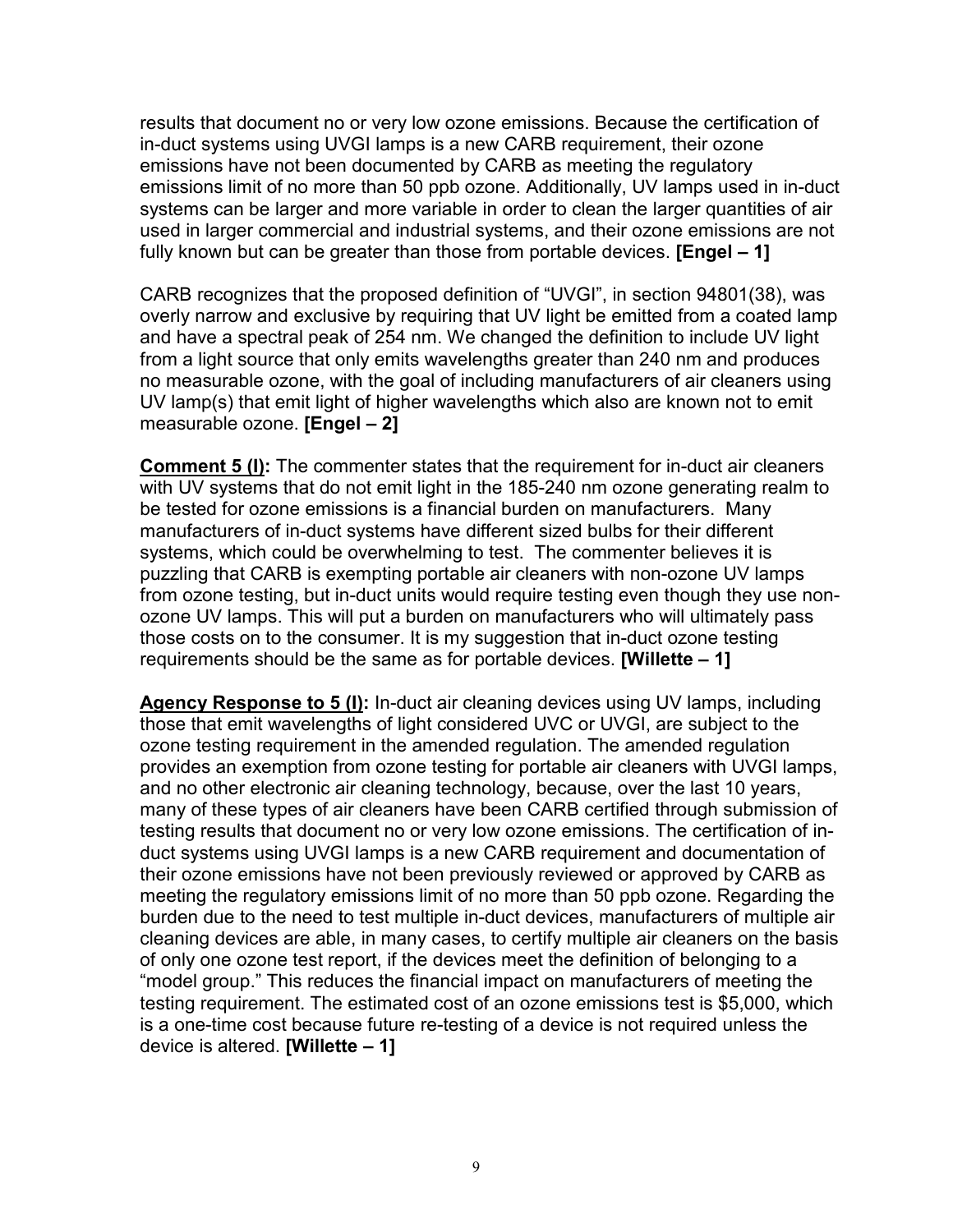results that document no or very low ozone emissions. Because the certification of in-duct systems using UVGI lamps is a new CARB requirement, their ozone emissions have not been documented by CARB as meeting the regulatory emissions limit of no more than 50 ppb ozone. Additionally, UV lamps used in in-duct systems can be larger and more variable in order to clean the larger quantities of air used in larger commercial and industrial systems, and their ozone emissions are not fully known but can be greater than those from portable devices. **[Engel – 1]**

CARB recognizes that the proposed definition of "UVGI", in section 94801(38), was overly narrow and exclusive by requiring that UV light be emitted from a coated lamp and have a spectral peak of 254 nm. We changed the definition to include UV light from a light source that only emits wavelengths greater than 240 nm and produces no measurable ozone, with the goal of including manufacturers of air cleaners using UV lamp(s) that emit light of higher wavelengths which also are known not to emit measurable ozone. **[Engel – 2]**

**Comment 5 (I):** The commenter states that the requirement for in-duct air cleaners with UV systems that do not emit light in the 185-240 nm ozone generating realm to be tested for ozone emissions is a financial burden on manufacturers. Many manufacturers of in-duct systems have different sized bulbs for their different systems, which could be overwhelming to test. The commenter believes it is puzzling that CARB is exempting portable air cleaners with non-ozone UV lamps from ozone testing, but in-duct units would require testing even though they use non-ozone UV lamps. This will put a burden on manufacturers who will ultimately pass those costs on to the consumer. It is my suggestion that in-duct ozone testing requirements should be the same as for portable devices. **[Willette – 1]**

**Agency Response to 5 (I):** In-duct air cleaning devices using UV lamps, including those that emit wavelengths of light considered UVC or UVGI, are subject to the ozone testing requirement in the amended regulation. The amended regulation provides an exemption from ozone testing for portable air cleaners with UVGI lamps, and no other electronic air cleaning technology, because, over the last 10 years, many of these types of air cleaners have been CARB certified through submission of testing results that document no or very low ozone emissions. The certification of in-duct systems using UVGI lamps is a new CARB requirement and documentation of their ozone emissions have not been previously reviewed or approved by CARB as meeting the regulatory emissions limit of no more than 50 ppb ozone. Regarding the burden due to the need to test multiple in-duct devices, manufacturers of multiple air cleaning devices are able, in many cases, to certify multiple air cleaners on the basis of only one ozone test report, if the devices meet the definition of belonging to a "model group." This reduces the financial impact on manufacturers of meeting the testing requirement. The estimated cost of an ozone emissions test is $5,000, which is a one-time cost because future re-testing of a device is not required unless the device is altered. **[Willette – 1]**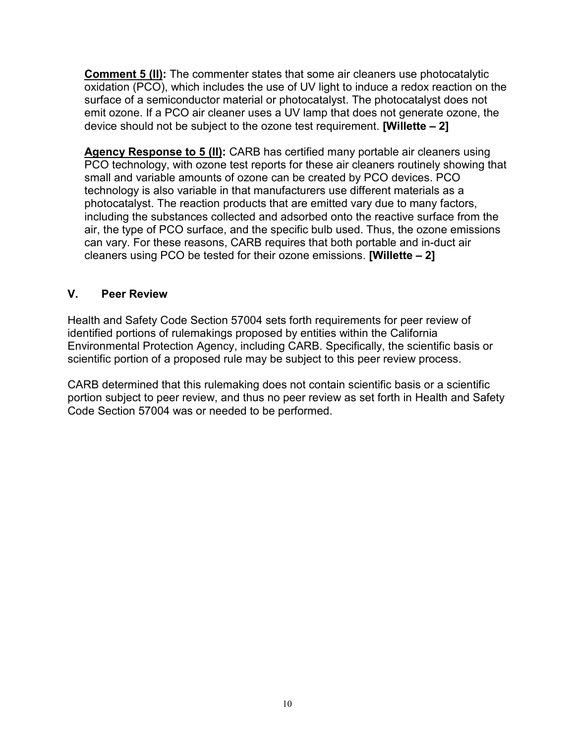**Comment 5 (II):** The commenter states that some air cleaners use photocatalytic oxidation (PCO), which includes the use of UV light to induce a redox reaction on the surface of a semiconductor material or photocatalyst. The photocatalyst does not emit ozone. If a PCO air cleaner uses a UV lamp that does not generate ozone, the device should not be subject to the ozone test requirement. **[Willette – 2]**

**Agency Response to 5 (II):** CARB has certified many portable air cleaners using PCO technology, with ozone test reports for these air cleaners routinely showing that small and variable amounts of ozone can be created by PCO devices. PCO technology is also variable in that manufacturers use different materials as a photocatalyst. The reaction products that are emitted vary due to many factors, including the substances collected and adsorbed onto the reactive surface from the air, the type of PCO surface, and the specific bulb used. Thus, the ozone emissions can vary. For these reasons, CARB requires that both portable and in-duct air cleaners using PCO be tested for their ozone emissions. **[Willette – 2]**

## V. Peer Review

Health and Safety Code Section 57004 sets forth requirements for peer review of identified portions of rulemakings proposed by entities within the California Environmental Protection Agency, including CARB. Specifically, the scientific basis or scientific portion of a proposed rule may be subject to this peer review process.

CARB determined that this rulemaking does not contain scientific basis or a scientific portion subject to peer review, and thus no peer review as set forth in Health and Safety Code Section 57004 was or needed to be performed.